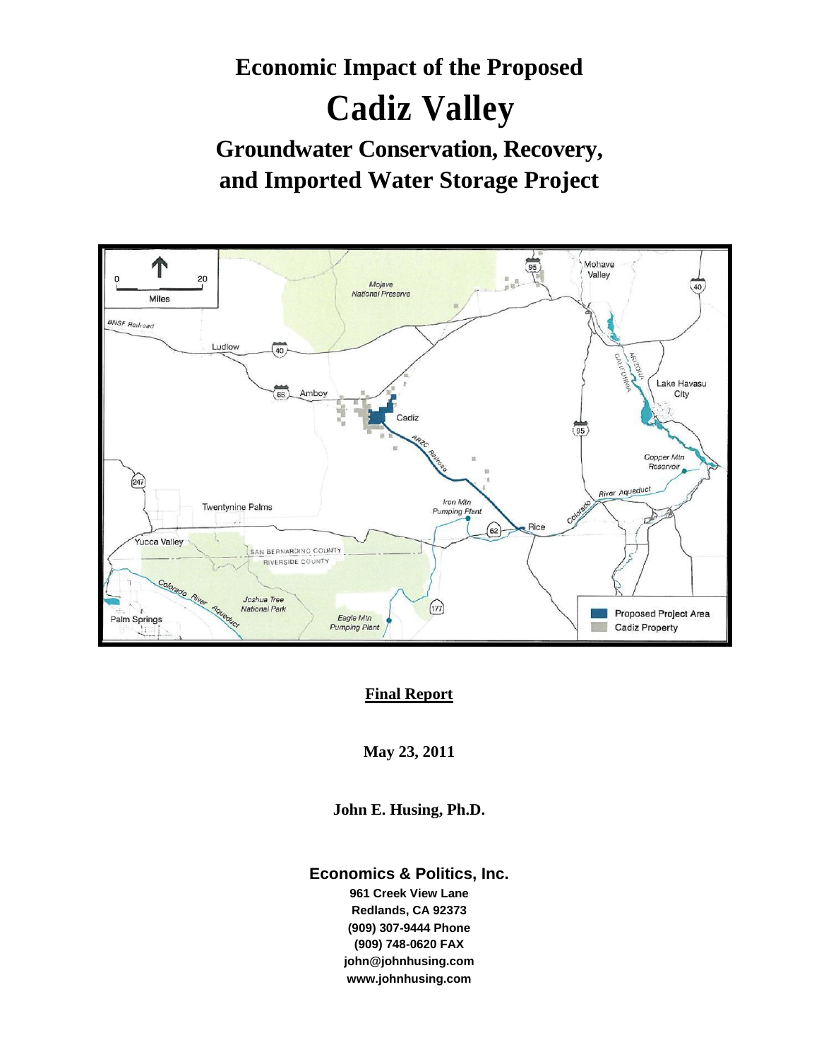# Economic Impact of the Proposed

# Cadiz Valley

## Groundwater Conservation, Recovery, and Imported Water Storage Project

**Final Report**

**May 23, 2011**

**John E. Husing, Ph.D.**

**Economics & Politics, Inc.**

**961 Creek View Lane**
**Redlands, CA 92373**
**(909) 307-9444 Phone**
**(909) 748-0620 FAX**
**john@johnhusing.com**
**www.johnhusing.com**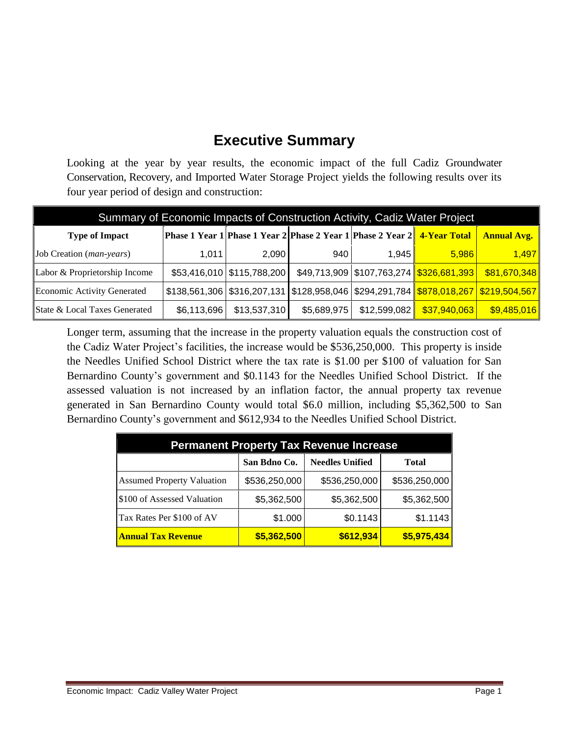# Executive Summary

Looking at the year by year results, the economic impact of the full Cadiz Groundwater Conservation, Recovery, and Imported Water Storage Project yields the following results over its four year period of design and construction:

| Summary of Economic Impacts of Construction Activity, Cadiz Water Project | | | | | | |
|---|---|---|---|---|---|---|
| **Type of Impact** | **Phase 1 Year 1** | **Phase 1 Year 2** | **Phase 2 Year 1** | **Phase 2 Year 2** | **4-Year Total** | **Annual Avg.** |
| Job Creation (*man-years*) | 1,011 | 2,090 | 940 | 1,945 | 5,986 | 1,497 |
| Labor & Proprietorship Income | $53,416,010 | $115,788,200 | $49,713,909 | $107,763,274 | $326,681,393 | $81,670,348 |
| Economic Activity Generated | $138,561,306 | $316,207,131 | $128,958,046 | $294,291,784 | $878,018,267 | $219,504,567 |
| State & Local Taxes Generated | $6,113,696 | $13,537,310 | $5,689,975 | $12,599,082 | $37,940,063 | $9,485,016 |

Longer term, assuming that the increase in the property valuation equals the construction cost of the Cadiz Water Project's facilities, the increase would be $536,250,000. This property is inside the Needles Unified School District where the tax rate is $1.00 per $100 of valuation for San Bernardino County's government and $0.1143 for the Needles Unified School District. If the assessed valuation is not increased by an inflation factor, the annual property tax revenue generated in San Bernardino County would total $6.0 million, including $5,362,500 to San Bernardino County's government and $612,934 to the Needles Unified School District.

| Permanent Property Tax Revenue Increase | | | |
|---|---|---|---|
| | **San Bdno Co.** | **Needles Unified** | **Total** |
| Assumed Property Valuation | $536,250,000 | $536,250,000 | $536,250,000 |
| $100 of Assessed Valuation | $5,362,500 | $5,362,500 | $5,362,500 |
| Tax Rates Per $100 of AV | $1.000 | $0.1143 | $1.1143 |
| **Annual Tax Revenue** | **$5,362,500** | **$612,934** | **$5,975,434** |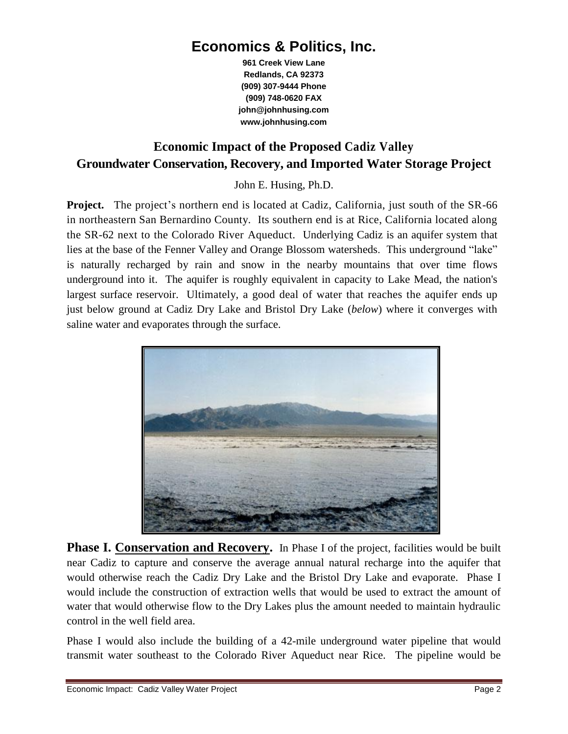# Economics & Politics, Inc.

**961 Creek View Lane**
**Redlands, CA 92373**
**(909) 307-9444 Phone**
**(909) 748-0620 FAX**
**john@johnhusing.com**
**www.johnhusing.com**

## Economic Impact of the Proposed Cadiz Valley Groundwater Conservation, Recovery, and Imported Water Storage Project

John E. Husing, Ph.D.

**Project.** The project's northern end is located at Cadiz, California, just south of the SR-66 in northeastern San Bernardino County. Its southern end is at Rice, California located along the SR-62 next to the Colorado River Aqueduct. Underlying Cadiz is an aquifer system that lies at the base of the Fenner Valley and Orange Blossom watersheds. This underground "lake" is naturally recharged by rain and snow in the nearby mountains that over time flows underground into it. The aquifer is roughly equivalent in capacity to Lake Mead, the nation's largest surface reservoir. Ultimately, a good deal of water that reaches the aquifer ends up just below ground at Cadiz Dry Lake and Bristol Dry Lake (*below*) where it converges with saline water and evaporates through the surface.

**Phase I. Conservation and Recovery.** In Phase I of the project, facilities would be built near Cadiz to capture and conserve the average annual natural recharge into the aquifer that would otherwise reach the Cadiz Dry Lake and the Bristol Dry Lake and evaporate. Phase I would include the construction of extraction wells that would be used to extract the amount of water that would otherwise flow to the Dry Lakes plus the amount needed to maintain hydraulic control in the well field area.

Phase I would also include the building of a 42-mile underground water pipeline that would transmit water southeast to the Colorado River Aqueduct near Rice. The pipeline would be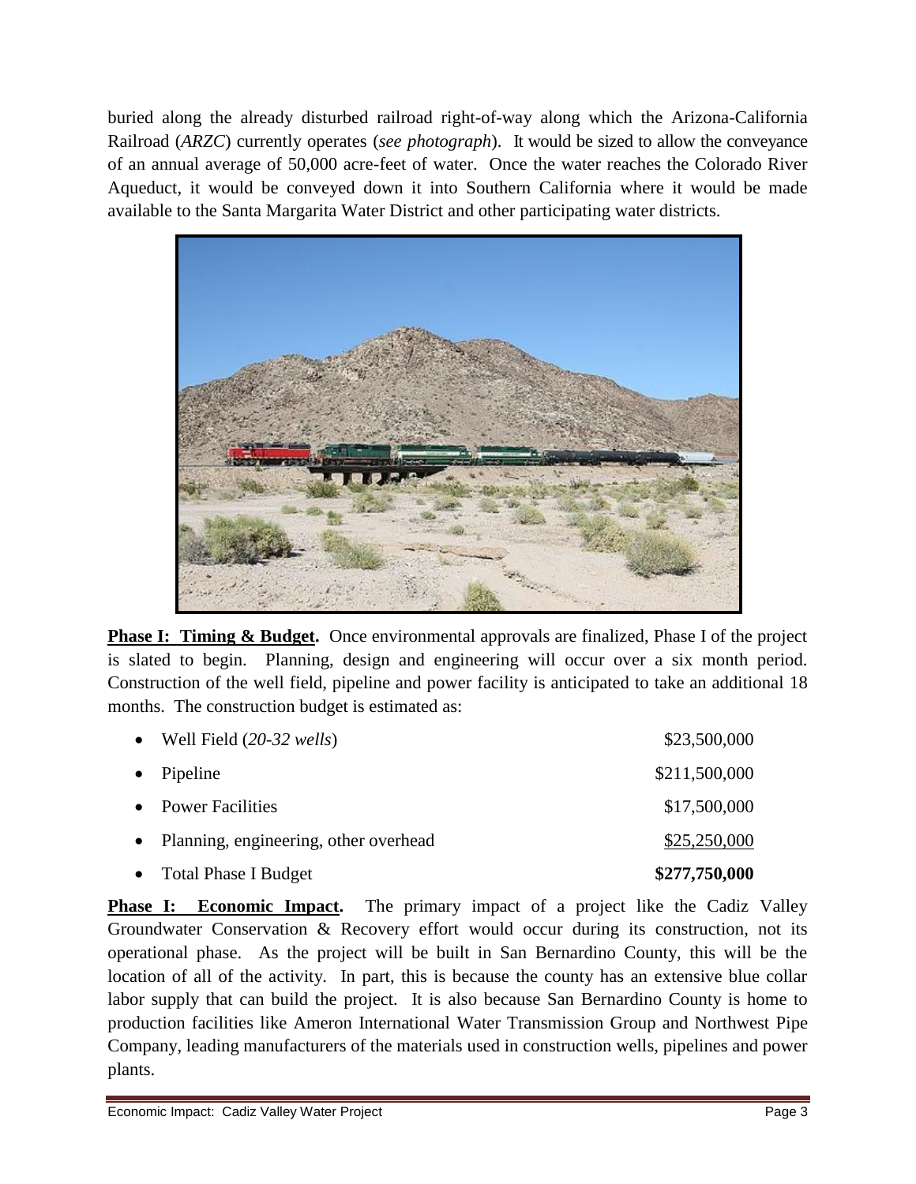buried along the already disturbed railroad right-of-way along which the Arizona-California Railroad (*ARZC*) currently operates (*see photograph*). It would be sized to allow the conveyance of an annual average of 50,000 acre-feet of water. Once the water reaches the Colorado River Aqueduct, it would be conveyed down it into Southern California where it would be made available to the Santa Margarita Water District and other participating water districts.

**Phase I: Timing & Budget.** Once environmental approvals are finalized, Phase I of the project is slated to begin. Planning, design and engineering will occur over a six month period. Construction of the well field, pipeline and power facility is anticipated to take an additional 18 months. The construction budget is estimated as:

| Item | Amount |
|---|---|
| Well Field (*20-32 wells*) | $23,500,000 |
| Pipeline | $211,500,000 |
| Power Facilities | $17,500,000 |
| Planning, engineering, other overhead | $25,250,000 |
| Total Phase I Budget | **$277,750,000** |

**Phase I: Economic Impact.** The primary impact of a project like the Cadiz Valley Groundwater Conservation & Recovery effort would occur during its construction, not its operational phase. As the project will be built in San Bernardino County, this will be the location of all of the activity. In part, this is because the county has an extensive blue collar labor supply that can build the project. It is also because San Bernardino County is home to production facilities like Ameron International Water Transmission Group and Northwest Pipe Company, leading manufacturers of the materials used in construction wells, pipelines and power plants.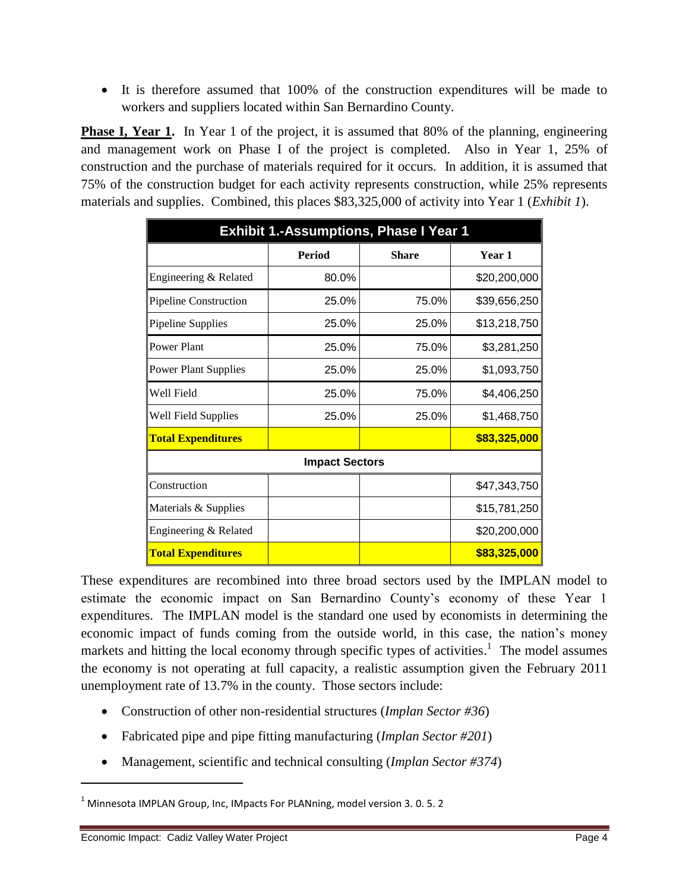- It is therefore assumed that 100% of the construction expenditures will be made to workers and suppliers located within San Bernardino County.

**Phase I, Year 1.** In Year 1 of the project, it is assumed that 80% of the planning, engineering and management work on Phase I of the project is completed. Also in Year 1, 25% of construction and the purchase of materials required for it occurs. In addition, it is assumed that 75% of the construction budget for each activity represents construction, while 25% represents materials and supplies. Combined, this places $83,325,000 of activity into Year 1 (*Exhibit 1*).

| Exhibit 1.-Assumptions, Phase I Year 1 | | | |
|---|---|---|---|
| | **Period** | **Share** | **Year 1** |
| Engineering & Related | 80.0% | | $20,200,000 |
| Pipeline Construction | 25.0% | 75.0% | $39,656,250 |
| Pipeline Supplies | 25.0% | 25.0% | $13,218,750 |
| Power Plant | 25.0% | 75.0% | $3,281,250 |
| Power Plant Supplies | 25.0% | 25.0% | $1,093,750 |
| Well Field | 25.0% | 75.0% | $4,406,250 |
| Well Field Supplies | 25.0% | 25.0% | $1,468,750 |
| **Total Expenditures** | | | **$83,325,000** |
| **Impact Sectors** | | | |
| Construction | | | $47,343,750 |
| Materials & Supplies | | | $15,781,250 |
| Engineering & Related | | | $20,200,000 |
| **Total Expenditures** | | | **$83,325,000** |

These expenditures are recombined into three broad sectors used by the IMPLAN model to estimate the economic impact on San Bernardino County's economy of these Year 1 expenditures. The IMPLAN model is the standard one used by economists in determining the economic impact of funds coming from the outside world, in this case, the nation's money markets and hitting the local economy through specific types of activities.[1] The model assumes the economy is not operating at full capacity, a realistic assumption given the February 2011 unemployment rate of 13.7% in the county. Those sectors include:

- Construction of other non-residential structures (*Implan Sector #36*)
- Fabricated pipe and pipe fitting manufacturing (*Implan Sector #201*)
- Management, scientific and technical consulting (*Implan Sector #374*)

[1] Minnesota IMPLAN Group, Inc, IMpacts For PLANning, model version 3. 0. 5. 2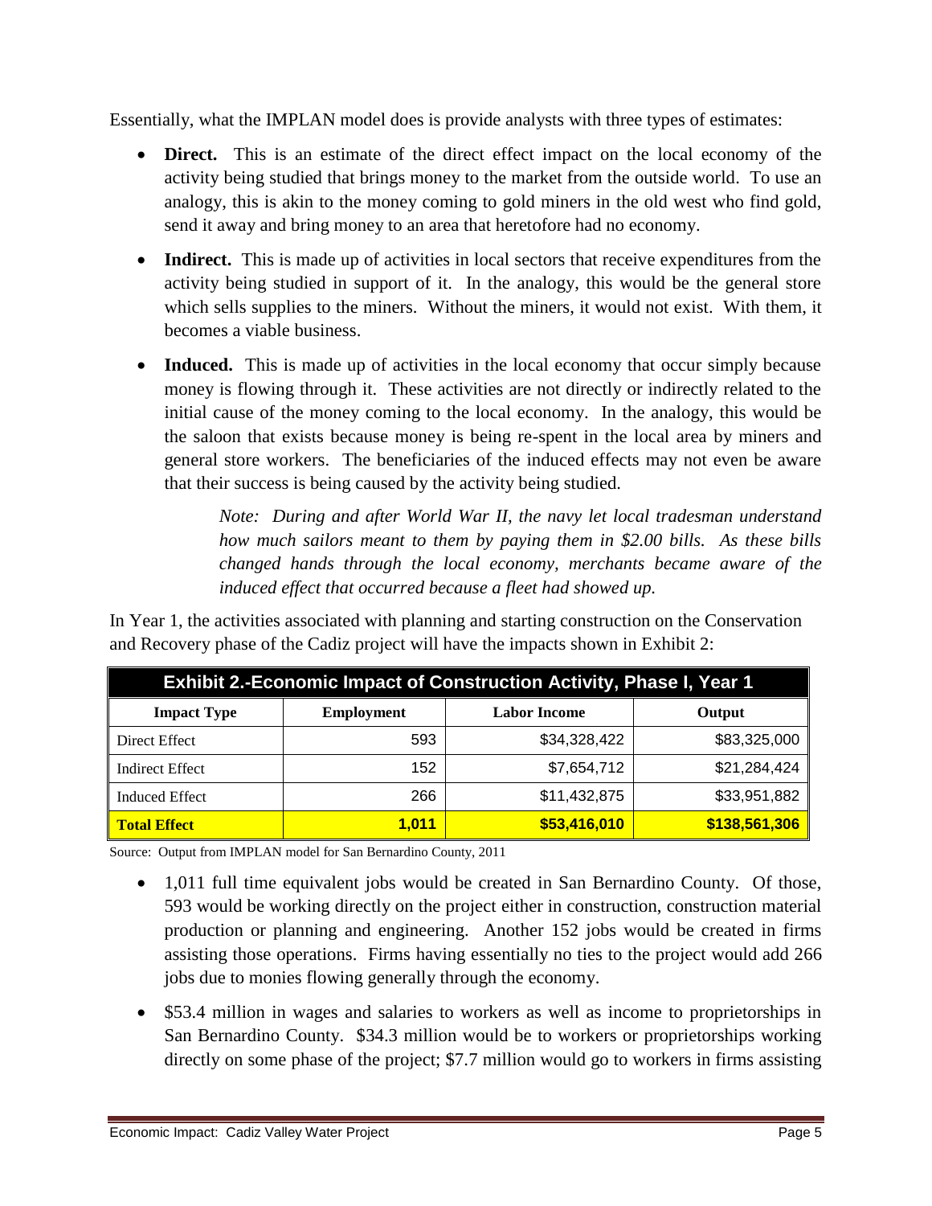Essentially, what the IMPLAN model does is provide analysts with three types of estimates:

- **Direct.** This is an estimate of the direct effect impact on the local economy of the activity being studied that brings money to the market from the outside world. To use an analogy, this is akin to the money coming to gold miners in the old west who find gold, send it away and bring money to an area that heretofore had no economy.
- **Indirect.** This is made up of activities in local sectors that receive expenditures from the activity being studied in support of it. In the analogy, this would be the general store which sells supplies to the miners. Without the miners, it would not exist. With them, it becomes a viable business.
- **Induced.** This is made up of activities in the local economy that occur simply because money is flowing through it. These activities are not directly or indirectly related to the initial cause of the money coming to the local economy. In the analogy, this would be the saloon that exists because money is being re-spent in the local area by miners and general store workers. The beneficiaries of the induced effects may not even be aware that their success is being caused by the activity being studied.

> *Note: During and after World War II, the navy let local tradesman understand how much sailors meant to them by paying them in $2.00 bills. As these bills changed hands through the local economy, merchants became aware of the induced effect that occurred because a fleet had showed up.*

In Year 1, the activities associated with planning and starting construction on the Conservation and Recovery phase of the Cadiz project will have the impacts shown in Exhibit 2:

**Exhibit 2.-Economic Impact of Construction Activity, Phase I, Year 1**

| Impact Type | Employment | Labor Income | Output |
|---|---|---|---|
| Direct Effect | 593 | $34,328,422 | $83,325,000 |
| Indirect Effect | 152 | $7,654,712 | $21,284,424 |
| Induced Effect | 266 | $11,432,875 | $33,951,882 |
| **Total Effect** | **1,011** | **$53,416,010** | **$138,561,306** |

Source: Output from IMPLAN model for San Bernardino County, 2011

- 1,011 full time equivalent jobs would be created in San Bernardino County. Of those, 593 would be working directly on the project either in construction, construction material production or planning and engineering. Another 152 jobs would be created in firms assisting those operations. Firms having essentially no ties to the project would add 266 jobs due to monies flowing generally through the economy.
- $53.4 million in wages and salaries to workers as well as income to proprietorships in San Bernardino County. $34.3 million would be to workers or proprietorships working directly on some phase of the project; $7.7 million would go to workers in firms assisting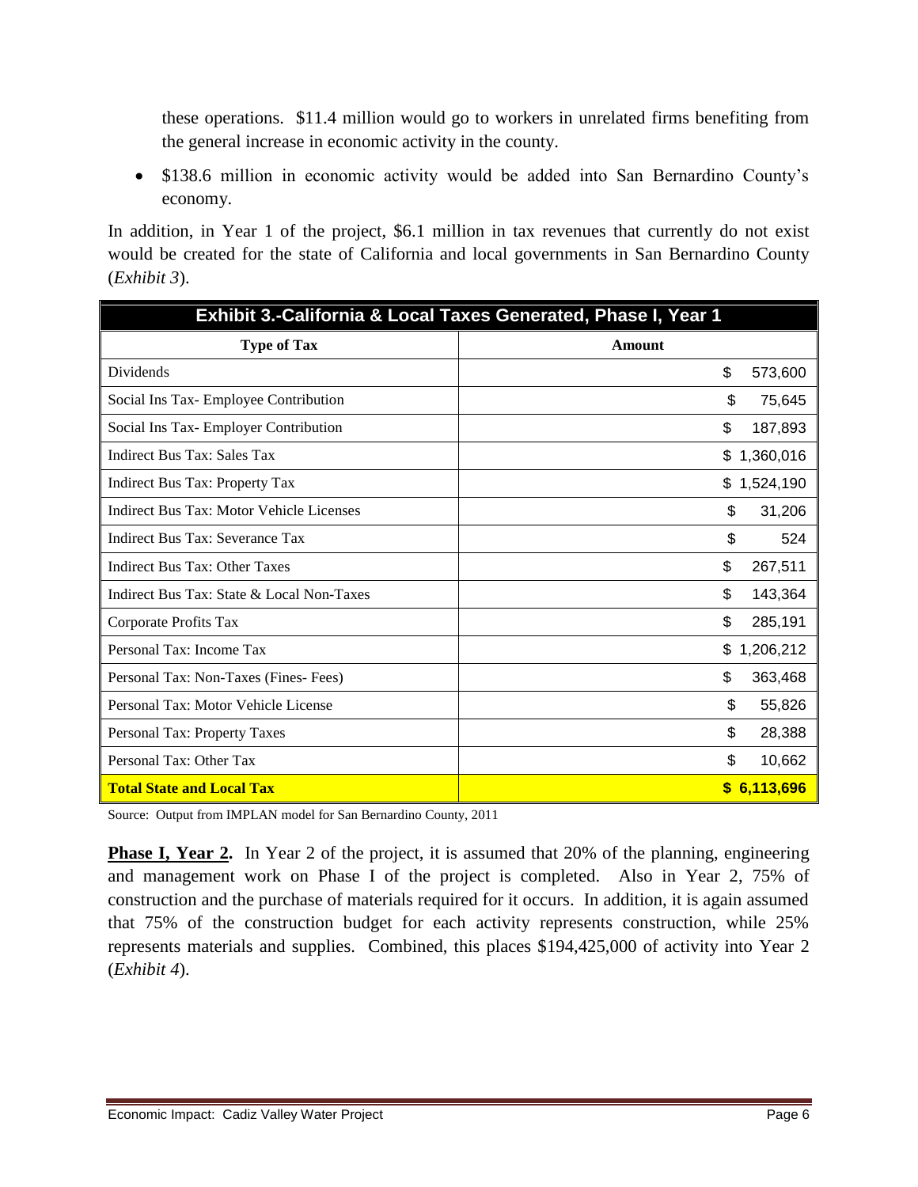these operations. $11.4 million would go to workers in unrelated firms benefiting from the general increase in economic activity in the county.

- $138.6 million in economic activity would be added into San Bernardino County's economy.

In addition, in Year 1 of the project, $6.1 million in tax revenues that currently do not exist would be created for the state of California and local governments in San Bernardino County (*Exhibit 3*).

| Exhibit 3.-California & Local Taxes Generated, Phase I, Year 1 | |
|---|---|
| **Type of Tax** | **Amount** |
| Dividends | $ 573,600 |
| Social Ins Tax- Employee Contribution | $ 75,645 |
| Social Ins Tax- Employer Contribution | $ 187,893 |
| Indirect Bus Tax: Sales Tax | $ 1,360,016 |
| Indirect Bus Tax: Property Tax | $ 1,524,190 |
| Indirect Bus Tax: Motor Vehicle Licenses | $ 31,206 |
| Indirect Bus Tax: Severance Tax | $ 524 |
| Indirect Bus Tax: Other Taxes | $ 267,511 |
| Indirect Bus Tax: State & Local Non-Taxes | $ 143,364 |
| Corporate Profits Tax | $ 285,191 |
| Personal Tax: Income Tax | $ 1,206,212 |
| Personal Tax: Non-Taxes (Fines- Fees) | $ 363,468 |
| Personal Tax: Motor Vehicle License | $ 55,826 |
| Personal Tax: Property Taxes | $ 28,388 |
| Personal Tax: Other Tax | $ 10,662 |
| **Total State and Local Tax** | **$ 6,113,696** |

Source: Output from IMPLAN model for San Bernardino County, 2011

**Phase I, Year 2.** In Year 2 of the project, it is assumed that 20% of the planning, engineering and management work on Phase I of the project is completed. Also in Year 2, 75% of construction and the purchase of materials required for it occurs. In addition, it is again assumed that 75% of the construction budget for each activity represents construction, while 25% represents materials and supplies. Combined, this places $194,425,000 of activity into Year 2 (*Exhibit 4*).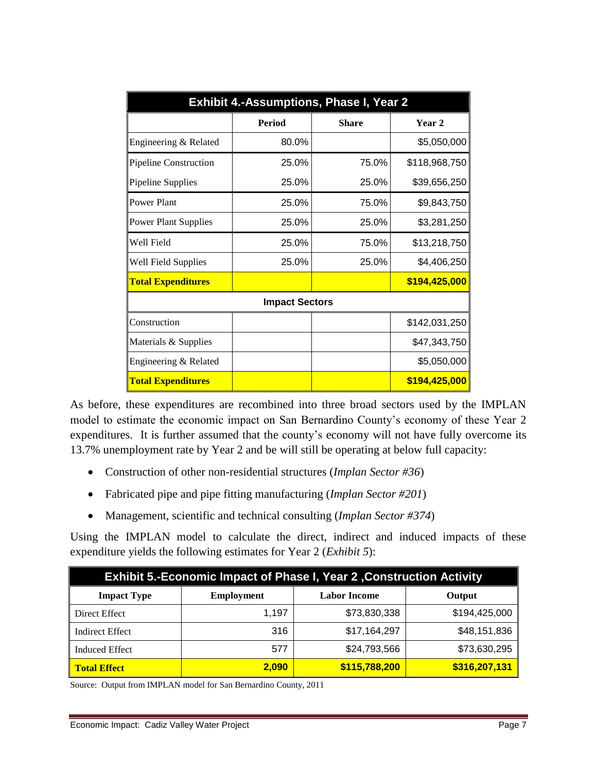| Exhibit 4.-Assumptions, Phase I, Year 2 | | | |
|---|---|---|---|
| | **Period** | **Share** | **Year 2** |
| Engineering & Related | 80.0% | | $5,050,000 |
| Pipeline Construction | 25.0% | 75.0% | $118,968,750 |
| Pipeline Supplies | 25.0% | 25.0% | $39,656,250 |
| Power Plant | 25.0% | 75.0% | $9,843,750 |
| Power Plant Supplies | 25.0% | 25.0% | $3,281,250 |
| Well Field | 25.0% | 75.0% | $13,218,750 |
| Well Field Supplies | 25.0% | 25.0% | $4,406,250 |
| **Total Expenditures** | | | **$194,425,000** |
| **Impact Sectors** | | | |
| Construction | | | $142,031,250 |
| Materials & Supplies | | | $47,343,750 |
| Engineering & Related | | | $5,050,000 |
| **Total Expenditures** | | | **$194,425,000** |

As before, these expenditures are recombined into three broad sectors used by the IMPLAN model to estimate the economic impact on San Bernardino County's economy of these Year 2 expenditures. It is further assumed that the county's economy will not have fully overcome its 13.7% unemployment rate by Year 2 and be will still be operating at below full capacity:

- Construction of other non-residential structures (*Implan Sector #36*)
- Fabricated pipe and pipe fitting manufacturing (*Implan Sector #201*)
- Management, scientific and technical consulting (*Implan Sector #374*)

Using the IMPLAN model to calculate the direct, indirect and induced impacts of these expenditure yields the following estimates for Year 2 (*Exhibit 5*):

| Exhibit 5.-Economic Impact of Phase I, Year 2 ,Construction Activity | | | |
|---|---|---|---|
| **Impact Type** | **Employment** | **Labor Income** | **Output** |
| Direct Effect | 1,197 | $73,830,338 | $194,425,000 |
| Indirect Effect | 316 | $17,164,297 | $48,151,836 |
| Induced Effect | 577 | $24,793,566 | $73,630,295 |
| **Total Effect** | **2,090** | **$115,788,200** | **$316,207,131** |

Source: Output from IMPLAN model for San Bernardino County, 2011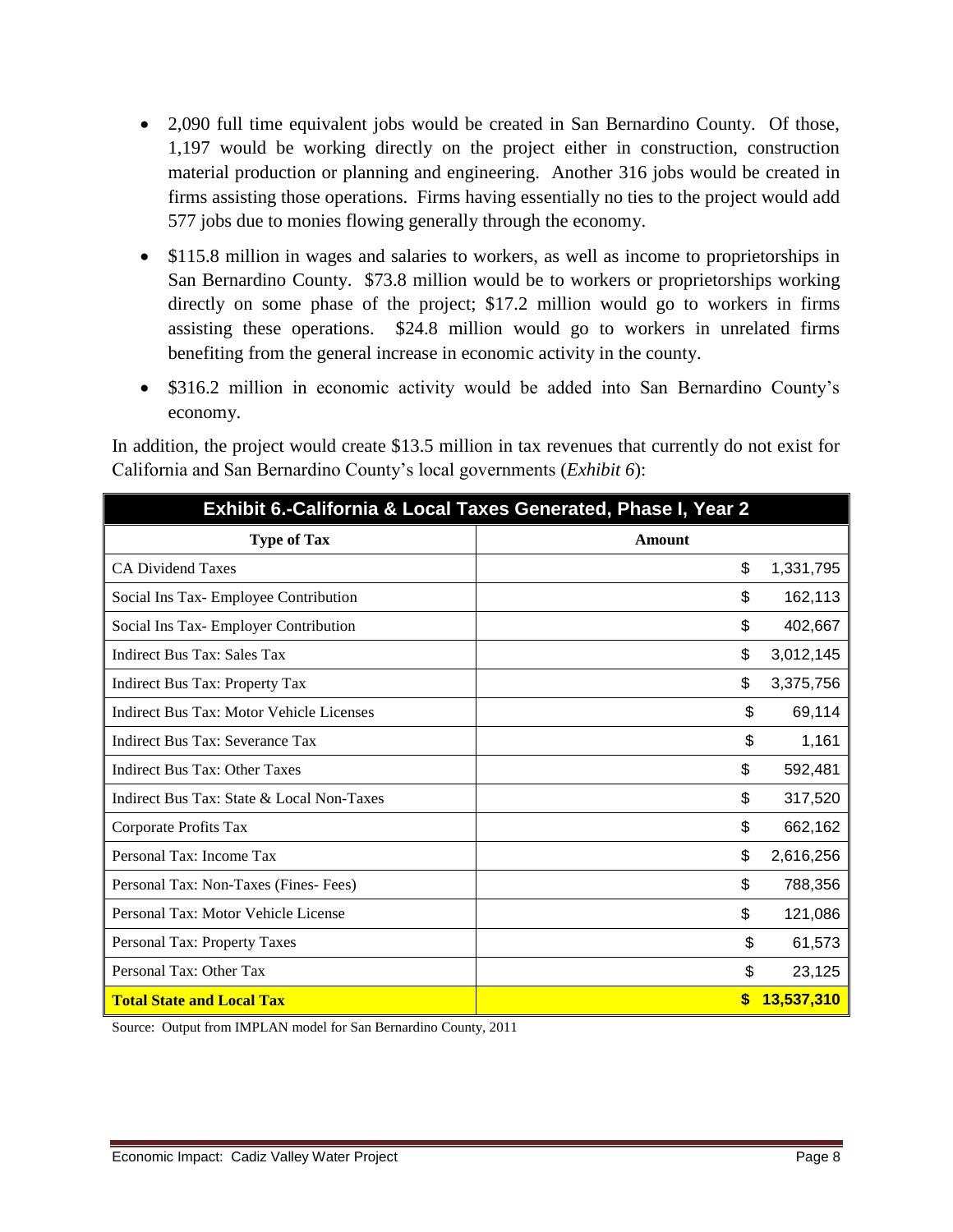- 2,090 full time equivalent jobs would be created in San Bernardino County. Of those, 1,197 would be working directly on the project either in construction, construction material production or planning and engineering. Another 316 jobs would be created in firms assisting those operations. Firms having essentially no ties to the project would add 577 jobs due to monies flowing generally through the economy.
- $115.8 million in wages and salaries to workers, as well as income to proprietorships in San Bernardino County. $73.8 million would be to workers or proprietorships working directly on some phase of the project; $17.2 million would go to workers in firms assisting these operations. $24.8 million would go to workers in unrelated firms benefiting from the general increase in economic activity in the county.
- $316.2 million in economic activity would be added into San Bernardino County's economy.

In addition, the project would create $13.5 million in tax revenues that currently do not exist for California and San Bernardino County's local governments (*Exhibit 6*):

**Exhibit 6.-California & Local Taxes Generated, Phase I, Year 2**

| Type of Tax | Amount |
|---|---|
| CA Dividend Taxes | $ 1,331,795 |
| Social Ins Tax- Employee Contribution | $ 162,113 |
| Social Ins Tax- Employer Contribution | $ 402,667 |
| Indirect Bus Tax: Sales Tax | $ 3,012,145 |
| Indirect Bus Tax: Property Tax | $ 3,375,756 |
| Indirect Bus Tax: Motor Vehicle Licenses | $ 69,114 |
| Indirect Bus Tax: Severance Tax | $ 1,161 |
| Indirect Bus Tax: Other Taxes | $ 592,481 |
| Indirect Bus Tax: State & Local Non-Taxes | $ 317,520 |
| Corporate Profits Tax | $ 662,162 |
| Personal Tax: Income Tax | $ 2,616,256 |
| Personal Tax: Non-Taxes (Fines- Fees) | $ 788,356 |
| Personal Tax: Motor Vehicle License | $ 121,086 |
| Personal Tax: Property Taxes | $ 61,573 |
| Personal Tax: Other Tax | $ 23,125 |
| **Total State and Local Tax** | **$ 13,537,310** |

Source: Output from IMPLAN model for San Bernardino County, 2011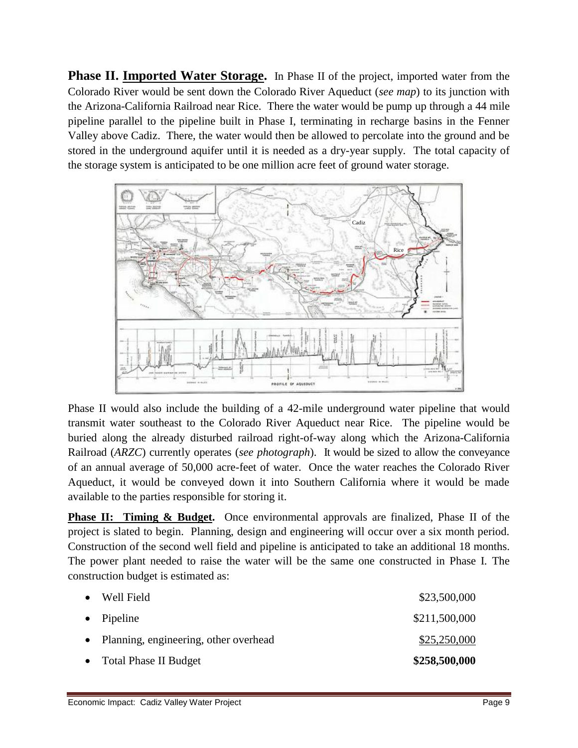**Phase II. Imported Water Storage.** In Phase II of the project, imported water from the Colorado River would be sent down the Colorado River Aqueduct (*see map*) to its junction with the Arizona-California Railroad near Rice. There the water would be pump up through a 44 mile pipeline parallel to the pipeline built in Phase I, terminating in recharge basins in the Fenner Valley above Cadiz. There, the water would then be allowed to percolate into the ground and be stored in the underground aquifer until it is needed as a dry-year supply. The total capacity of the storage system is anticipated to be one million acre feet of ground water storage.

Phase II would also include the building of a 42-mile underground water pipeline that would transmit water southeast to the Colorado River Aqueduct near Rice. The pipeline would be buried along the already disturbed railroad right-of-way along which the Arizona-California Railroad (*ARZC*) currently operates (*see photograph*). It would be sized to allow the conveyance of an annual average of 50,000 acre-feet of water. Once the water reaches the Colorado River Aqueduct, it would be conveyed down it into Southern California where it would be made available to the parties responsible for storing it.

**Phase II: Timing & Budget.** Once environmental approvals are finalized, Phase II of the project is slated to begin. Planning, design and engineering will occur over a six month period. Construction of the second well field and pipeline is anticipated to take an additional 18 months. The power plant needed to raise the water will be the same one constructed in Phase I. The construction budget is estimated as:

- Well Field $23,500,000
- Pipeline $211,500,000
- Planning, engineering, other overhead $25,250,000
- Total Phase II Budget **$258,500,000**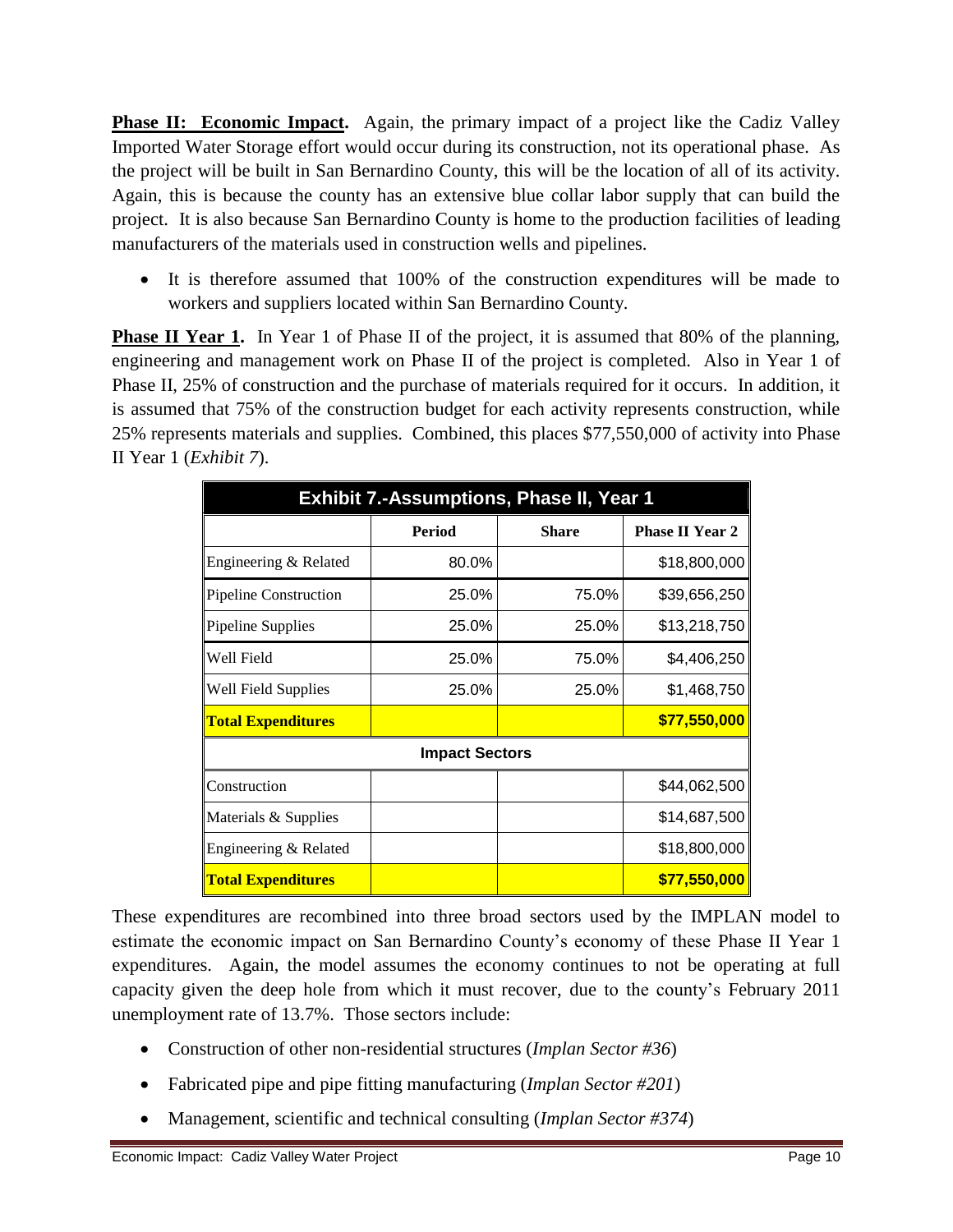**Phase II: Economic Impact.** Again, the primary impact of a project like the Cadiz Valley Imported Water Storage effort would occur during its construction, not its operational phase. As the project will be built in San Bernardino County, this will be the location of all of its activity. Again, this is because the county has an extensive blue collar labor supply that can build the project. It is also because San Bernardino County is home to the production facilities of leading manufacturers of the materials used in construction wells and pipelines.

- It is therefore assumed that 100% of the construction expenditures will be made to workers and suppliers located within San Bernardino County.

**Phase II Year 1.** In Year 1 of Phase II of the project, it is assumed that 80% of the planning, engineering and management work on Phase II of the project is completed. Also in Year 1 of Phase II, 25% of construction and the purchase of materials required for it occurs. In addition, it is assumed that 75% of the construction budget for each activity represents construction, while 25% represents materials and supplies. Combined, this places $77,550,000 of activity into Phase II Year 1 (*Exhibit 7*).

| Exhibit 7.-Assumptions, Phase II, Year 1 | | | |
|---|---|---|---|
| | **Period** | **Share** | **Phase II Year 2** |
| Engineering & Related | 80.0% | | $18,800,000 |
| Pipeline Construction | 25.0% | 75.0% | $39,656,250 |
| Pipeline Supplies | 25.0% | 25.0% | $13,218,750 |
| Well Field | 25.0% | 75.0% | $4,406,250 |
| Well Field Supplies | 25.0% | 25.0% | $1,468,750 |
| **Total Expenditures** | | | **$77,550,000** |
| **Impact Sectors** | | | |
| Construction | | | $44,062,500 |
| Materials & Supplies | | | $14,687,500 |
| Engineering & Related | | | $18,800,000 |
| **Total Expenditures** | | | **$77,550,000** |

These expenditures are recombined into three broad sectors used by the IMPLAN model to estimate the economic impact on San Bernardino County's economy of these Phase II Year 1 expenditures. Again, the model assumes the economy continues to not be operating at full capacity given the deep hole from which it must recover, due to the county's February 2011 unemployment rate of 13.7%. Those sectors include:

- Construction of other non-residential structures (*Implan Sector #36*)
- Fabricated pipe and pipe fitting manufacturing (*Implan Sector #201*)
- Management, scientific and technical consulting (*Implan Sector #374*)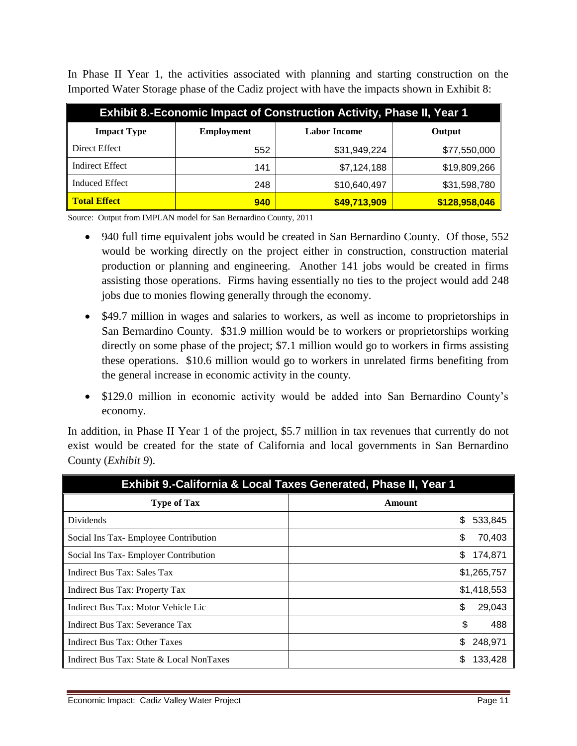In Phase II Year 1, the activities associated with planning and starting construction on the Imported Water Storage phase of the Cadiz project with have the impacts shown in Exhibit 8:

| Exhibit 8.-Economic Impact of Construction Activity, Phase II, Year 1 | | | |
|---|---|---|---|
| **Impact Type** | **Employment** | **Labor Income** | **Output** |
| Direct Effect | 552 | $31,949,224 | $77,550,000 |
| Indirect Effect | 141 | $7,124,188 | $19,809,266 |
| Induced Effect | 248 | $10,640,497 | $31,598,780 |
| **Total Effect** | **940** | **$49,713,909** | **$128,958,046** |

Source: Output from IMPLAN model for San Bernardino County, 2011

- 940 full time equivalent jobs would be created in San Bernardino County. Of those, 552 would be working directly on the project either in construction, construction material production or planning and engineering. Another 141 jobs would be created in firms assisting those operations. Firms having essentially no ties to the project would add 248 jobs due to monies flowing generally through the economy.
- $49.7 million in wages and salaries to workers, as well as income to proprietorships in San Bernardino County. $31.9 million would be to workers or proprietorships working directly on some phase of the project; $7.1 million would go to workers in firms assisting these operations. $10.6 million would go to workers in unrelated firms benefiting from the general increase in economic activity in the county.
- $129.0 million in economic activity would be added into San Bernardino County's economy.

In addition, in Phase II Year 1 of the project, $5.7 million in tax revenues that currently do not exist would be created for the state of California and local governments in San Bernardino County (*Exhibit 9*).

| Exhibit 9.-California & Local Taxes Generated, Phase II, Year 1 | |
|---|---|
| **Type of Tax** | **Amount** |
| Dividends | $ 533,845 |
| Social Ins Tax- Employee Contribution | $ 70,403 |
| Social Ins Tax- Employer Contribution | $ 174,871 |
| Indirect Bus Tax: Sales Tax | $1,265,757 |
| Indirect Bus Tax: Property Tax | $1,418,553 |
| Indirect Bus Tax: Motor Vehicle Lic | $ 29,043 |
| Indirect Bus Tax: Severance Tax | $ 488 |
| Indirect Bus Tax: Other Taxes | $ 248,971 |
| Indirect Bus Tax: State & Local NonTaxes | $ 133,428 |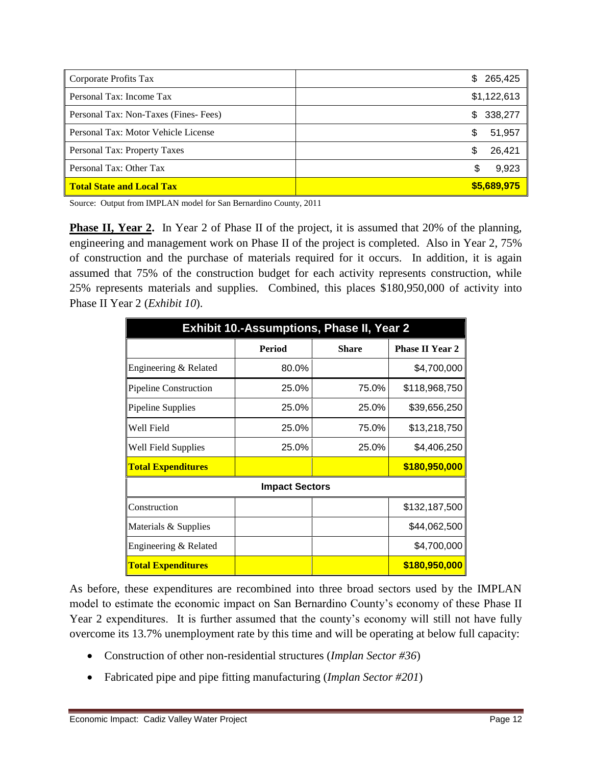| | |
|---|---|
| Corporate Profits Tax | $ 265,425 |
| Personal Tax: Income Tax | $1,122,613 |
| Personal Tax: Non-Taxes (Fines- Fees) | $ 338,277 |
| Personal Tax: Motor Vehicle License | $ 51,957 |
| Personal Tax: Property Taxes | $ 26,421 |
| Personal Tax: Other Tax | $ 9,923 |
| **Total State and Local Tax** | **$5,689,975** |

Source: Output from IMPLAN model for San Bernardino County, 2011

**Phase II, Year 2.** In Year 2 of Phase II of the project, it is assumed that 20% of the planning, engineering and management work on Phase II of the project is completed. Also in Year 2, 75% of construction and the purchase of materials required for it occurs. In addition, it is again assumed that 75% of the construction budget for each activity represents construction, while 25% represents materials and supplies. Combined, this places $180,950,000 of activity into Phase II Year 2 (*Exhibit 10*).

| Exhibit 10.-Assumptions, Phase II, Year 2 | | | |
|---|---|---|---|
| | **Period** | **Share** | **Phase II Year 2** |
| Engineering & Related | 80.0% | | $4,700,000 |
| Pipeline Construction | 25.0% | 75.0% | $118,968,750 |
| Pipeline Supplies | 25.0% | 25.0% | $39,656,250 |
| Well Field | 25.0% | 75.0% | $13,218,750 |
| Well Field Supplies | 25.0% | 25.0% | $4,406,250 |
| **Total Expenditures** | | | **$180,950,000** |
| **Impact Sectors** | | | |
| Construction | | | $132,187,500 |
| Materials & Supplies | | | $44,062,500 |
| Engineering & Related | | | $4,700,000 |
| **Total Expenditures** | | | **$180,950,000** |

As before, these expenditures are recombined into three broad sectors used by the IMPLAN model to estimate the economic impact on San Bernardino County's economy of these Phase II Year 2 expenditures. It is further assumed that the county's economy will still not have fully overcome its 13.7% unemployment rate by this time and will be operating at below full capacity:

- Construction of other non-residential structures (*Implan Sector #36*)
- Fabricated pipe and pipe fitting manufacturing (*Implan Sector #201*)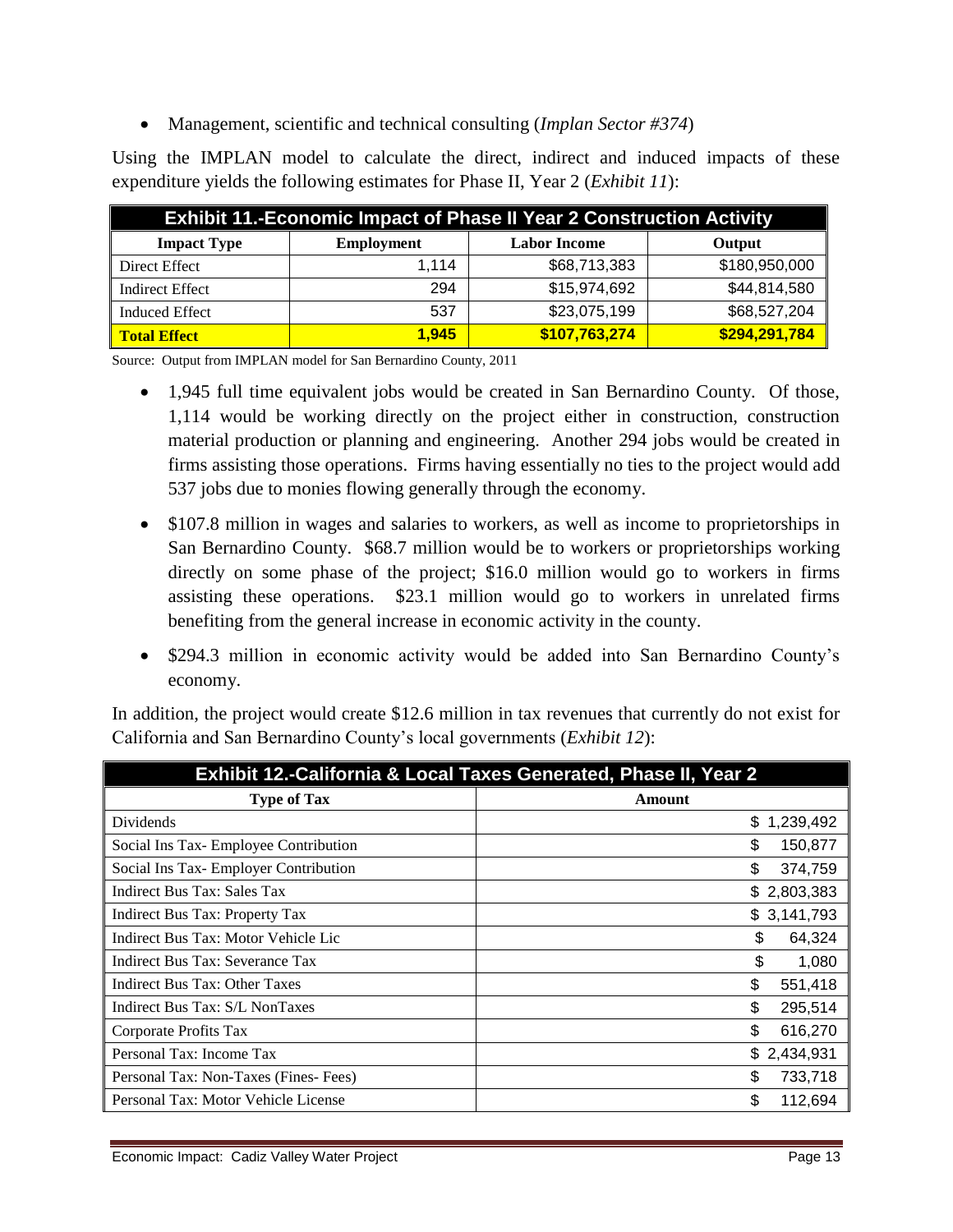- Management, scientific and technical consulting (*Implan Sector #374*)

Using the IMPLAN model to calculate the direct, indirect and induced impacts of these expenditure yields the following estimates for Phase II, Year 2 (*Exhibit 11*):

| Exhibit 11.-Economic Impact of Phase II Year 2 Construction Activity | | | |
|---|---|---|---|
| **Impact Type** | **Employment** | **Labor Income** | **Output** |
| Direct Effect | 1,114 | $68,713,383 | $180,950,000 |
| Indirect Effect | 294 | $15,974,692 | $44,814,580 |
| Induced Effect | 537 | $23,075,199 | $68,527,204 |
| **Total Effect** | **1,945** | **$107,763,274** | **$294,291,784** |

Source: Output from IMPLAN model for San Bernardino County, 2011

- 1,945 full time equivalent jobs would be created in San Bernardino County. Of those, 1,114 would be working directly on the project either in construction, construction material production or planning and engineering. Another 294 jobs would be created in firms assisting those operations. Firms having essentially no ties to the project would add 537 jobs due to monies flowing generally through the economy.
- $107.8 million in wages and salaries to workers, as well as income to proprietorships in San Bernardino County. $68.7 million would be to workers or proprietorships working directly on some phase of the project; $16.0 million would go to workers in firms assisting these operations. $23.1 million would go to workers in unrelated firms benefiting from the general increase in economic activity in the county.
- $294.3 million in economic activity would be added into San Bernardino County's economy.

In addition, the project would create $12.6 million in tax revenues that currently do not exist for California and San Bernardino County's local governments (*Exhibit 12*):

| Exhibit 12.-California & Local Taxes Generated, Phase II, Year 2 | |
|---|---|
| **Type of Tax** | **Amount** |
| Dividends | $ 1,239,492 |
| Social Ins Tax- Employee Contribution | $ 150,877 |
| Social Ins Tax- Employer Contribution | $ 374,759 |
| Indirect Bus Tax: Sales Tax | $ 2,803,383 |
| Indirect Bus Tax: Property Tax | $ 3,141,793 |
| Indirect Bus Tax: Motor Vehicle Lic | $ 64,324 |
| Indirect Bus Tax: Severance Tax | $ 1,080 |
| Indirect Bus Tax: Other Taxes | $ 551,418 |
| Indirect Bus Tax: S/L NonTaxes | $ 295,514 |
| Corporate Profits Tax | $ 616,270 |
| Personal Tax: Income Tax | $ 2,434,931 |
| Personal Tax: Non-Taxes (Fines- Fees) | $ 733,718 |
| Personal Tax: Motor Vehicle License | $ 112,694 |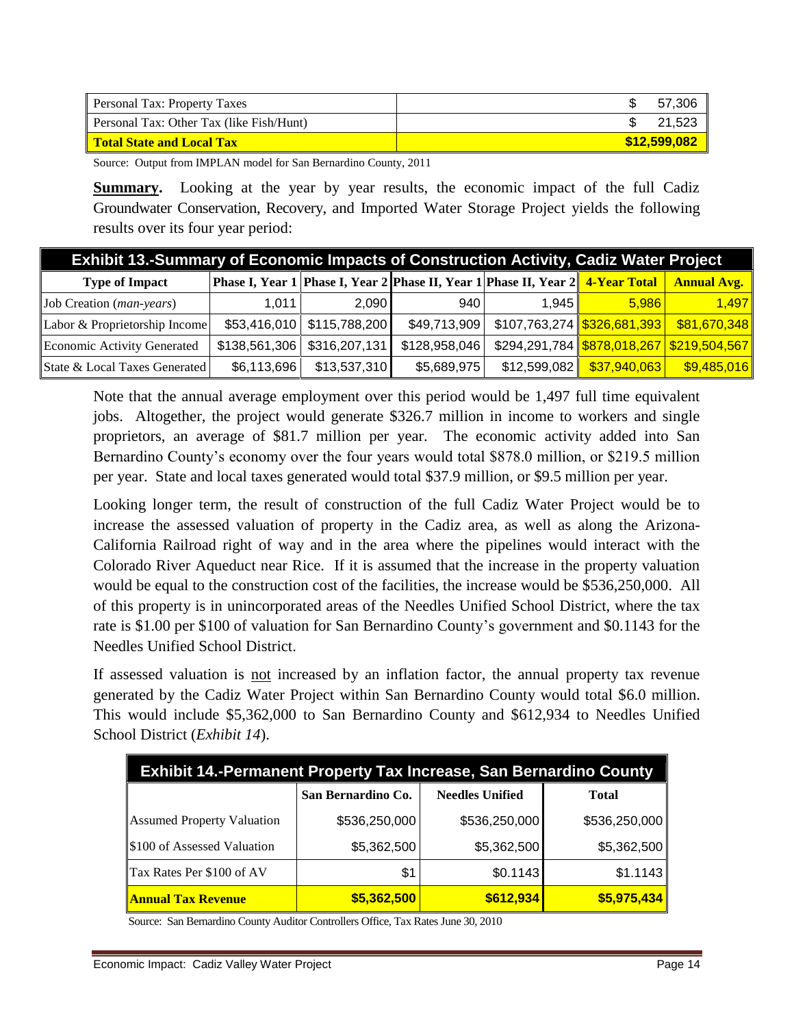| | |
|---|---|
| Personal Tax: Property Taxes | $ 57,306 |
| Personal Tax: Other Tax (like Fish/Hunt) | $ 21,523 |
| **Total State and Local Tax** | **$12,599,082** |

Source: Output from IMPLAN model for San Bernardino County, 2011

**Summary.** Looking at the year by year results, the economic impact of the full Cadiz Groundwater Conservation, Recovery, and Imported Water Storage Project yields the following results over its four year period:

**Exhibit 13.-Summary of Economic Impacts of Construction Activity, Cadiz Water Project**

| Type of Impact | Phase I, Year 1 | Phase I, Year 2 | Phase II, Year 1 | Phase II, Year 2 | 4-Year Total | Annual Avg. |
|---|---|---|---|---|---|---|
| Job Creation (*man-years*) | 1,011 | 2,090 | 940 | 1,945 | 5,986 | 1,497 |
| Labor & Proprietorship Income | $53,416,010 | $115,788,200 | $49,713,909 | $107,763,274 | $326,681,393 | $81,670,348 |
| Economic Activity Generated | $138,561,306 | $316,207,131 | $128,958,046 | $294,291,784 | $878,018,267 | $219,504,567 |
| State & Local Taxes Generated | $6,113,696 | $13,537,310 | $5,689,975 | $12,599,082 | $37,940,063 | $9,485,016 |

Note that the annual average employment over this period would be 1,497 full time equivalent jobs. Altogether, the project would generate $326.7 million in income to workers and single proprietors, an average of $81.7 million per year. The economic activity added into San Bernardino County's economy over the four years would total $878.0 million, or $219.5 million per year. State and local taxes generated would total $37.9 million, or $9.5 million per year.

Looking longer term, the result of construction of the full Cadiz Water Project would be to increase the assessed valuation of property in the Cadiz area, as well as along the Arizona-California Railroad right of way and in the area where the pipelines would interact with the Colorado River Aqueduct near Rice. If it is assumed that the increase in the property valuation would be equal to the construction cost of the facilities, the increase would be $536,250,000. All of this property is in unincorporated areas of the Needles Unified School District, where the tax rate is $1.00 per $100 of valuation for San Bernardino County's government and $0.1143 for the Needles Unified School District.

If assessed valuation is not increased by an inflation factor, the annual property tax revenue generated by the Cadiz Water Project within San Bernardino County would total $6.0 million. This would include $5,362,000 to San Bernardino County and $612,934 to Needles Unified School District (*Exhibit 14*).

**Exhibit 14.-Permanent Property Tax Increase, San Bernardino County**

| | San Bernardino Co. | Needles Unified | Total |
|---|---|---|---|
| Assumed Property Valuation | $536,250,000 | $536,250,000 | $536,250,000 |
| $100 of Assessed Valuation | $5,362,500 | $5,362,500 | $5,362,500 |
| Tax Rates Per $100 of AV | $1 | $0.1143 | $1.1143 |
| **Annual Tax Revenue** | **$5,362,500** | **$612,934** | **$5,975,434** |

Source: San Bernardino County Auditor Controllers Office, Tax Rates June 30, 2010